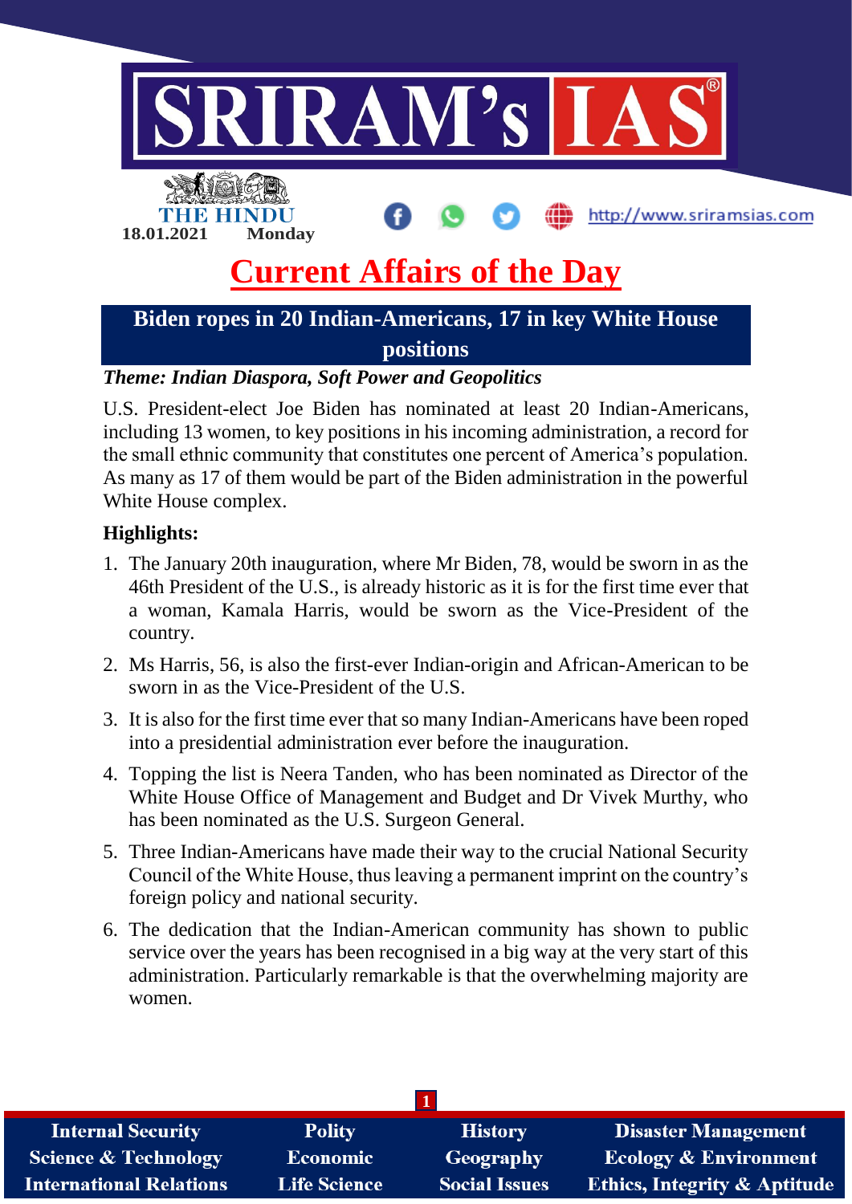# Current Affairs of the Day

## Biden ropes in 20 Indian-Americans, 17 in key White House positions

***Theme: Indian Diaspora, Soft Power and Geopolitics***

U.S. President-elect Joe Biden has nominated at least 20 Indian-Americans, including 13 women, to key positions in his incoming administration, a record for the small ethnic community that constitutes one percent of America's population. As many as 17 of them would be part of the Biden administration in the powerful White House complex.

**Highlights:**

1. The January 20th inauguration, where Mr Biden, 78, would be sworn in as the 46th President of the U.S., is already historic as it is for the first time ever that a woman, Kamala Harris, would be sworn as the Vice-President of the country.
2. Ms Harris, 56, is also the first-ever Indian-origin and African-American to be sworn in as the Vice-President of the U.S.
3. It is also for the first time ever that so many Indian-Americans have been roped into a presidential administration ever before the inauguration.
4. Topping the list is Neera Tanden, who has been nominated as Director of the White House Office of Management and Budget and Dr Vivek Murthy, who has been nominated as the U.S. Surgeon General.
5. Three Indian-Americans have made their way to the crucial National Security Council of the White House, thus leaving a permanent imprint on the country's foreign policy and national security.
6. The dedication that the Indian-American community has shown to public service over the years has been recognised in a big way at the very start of this administration. Particularly remarkable is that the overwhelming majority are women.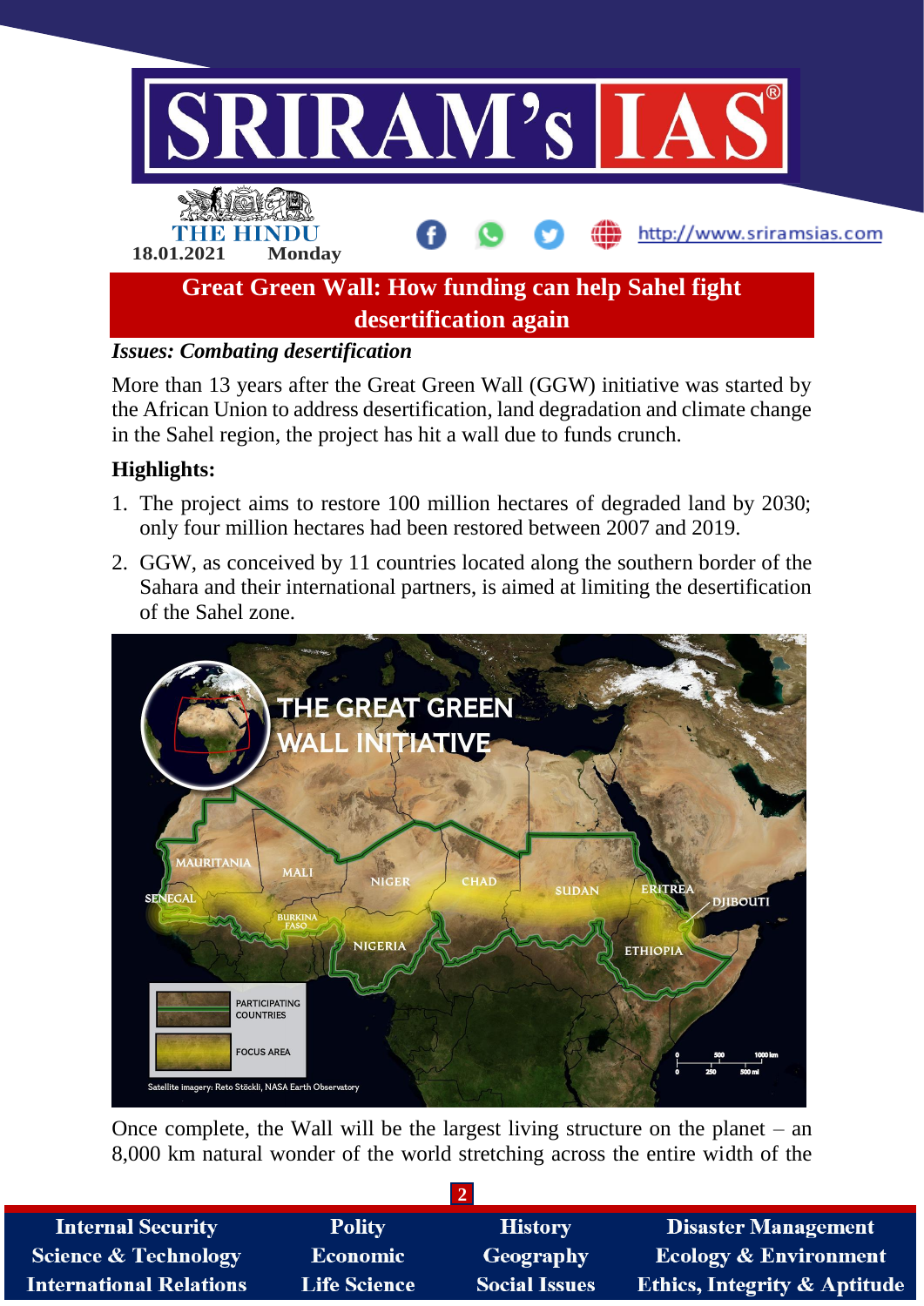## Great Green Wall: How funding can help Sahel fight desertification again

***Issues: Combating desertification***

More than 13 years after the Great Green Wall (GGW) initiative was started by the African Union to address desertification, land degradation and climate change in the Sahel region, the project has hit a wall due to funds crunch.

**Highlights:**

1. The project aims to restore 100 million hectares of degraded land by 2030; only four million hectares had been restored between 2007 and 2019.
2. GGW, as conceived by 11 countries located along the southern border of the Sahara and their international partners, is aimed at limiting the desertification of the Sahel zone.

Once complete, the Wall will be the largest living structure on the planet – an 8,000 km natural wonder of the world stretching across the entire width of the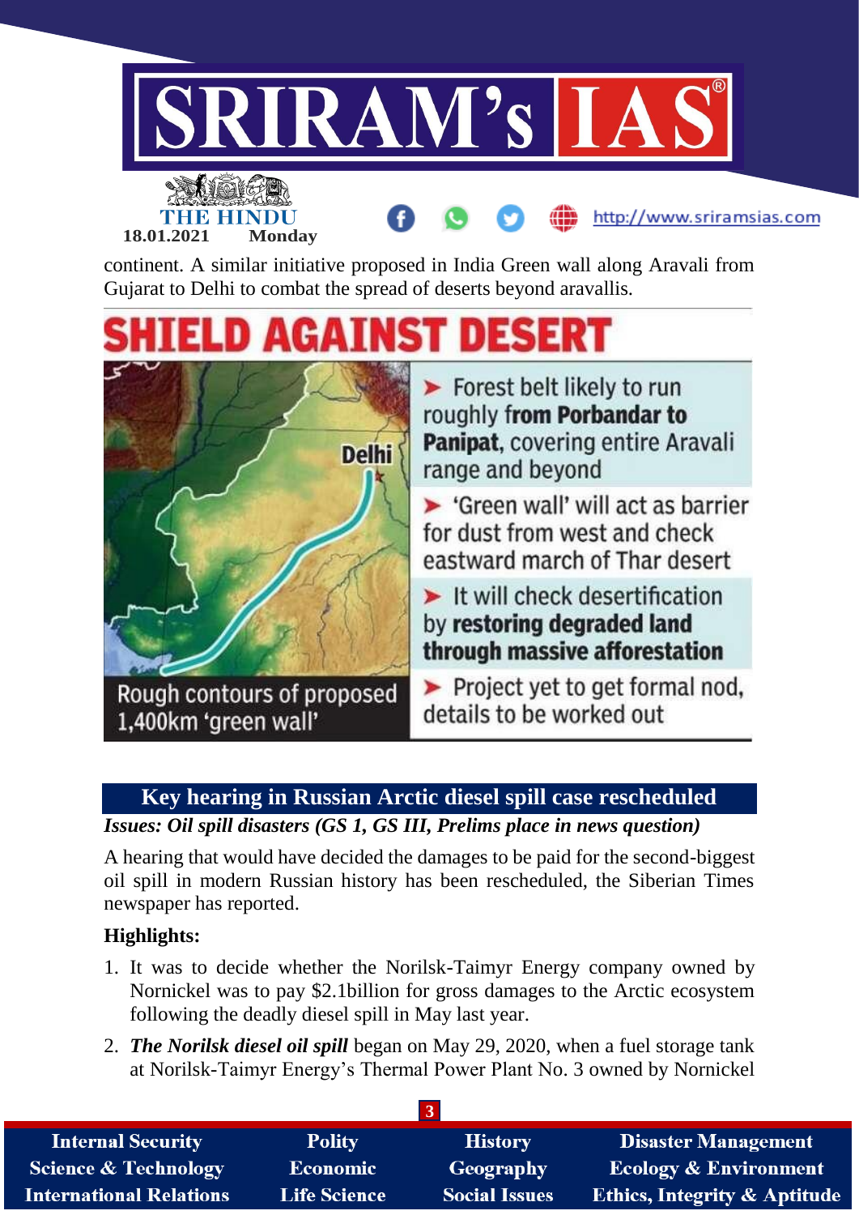continent. A similar initiative proposed in India Green wall along Aravali from Gujarat to Delhi to combat the spread of deserts beyond aravallis.

## SHIELD AGAINST DESERT

- Forest belt likely to run roughly **from Porbandar to Panipat,** covering entire Aravali range and beyond
- 'Green wall' will act as barrier for dust from west and check eastward march of Thar desert
- It will check desertification by **restoring degraded land through massive afforestation**
- Project yet to get formal nod, details to be worked out

Rough contours of proposed 1,400km 'green wall'

## Key hearing in Russian Arctic diesel spill case rescheduled

***Issues: Oil spill disasters (GS 1, GS III, Prelims place in news question)***

A hearing that would have decided the damages to be paid for the second-biggest oil spill in modern Russian history has been rescheduled, the Siberian Times newspaper has reported.

**Highlights:**

1. It was to decide whether the Norilsk-Taimyr Energy company owned by Nornickel was to pay $2.1billion for gross damages to the Arctic ecosystem following the deadly diesel spill in May last year.
2. ***The Norilsk diesel oil spill*** began on May 29, 2020, when a fuel storage tank at Norilsk-Taimyr Energy's Thermal Power Plant No. 3 owned by Nornickel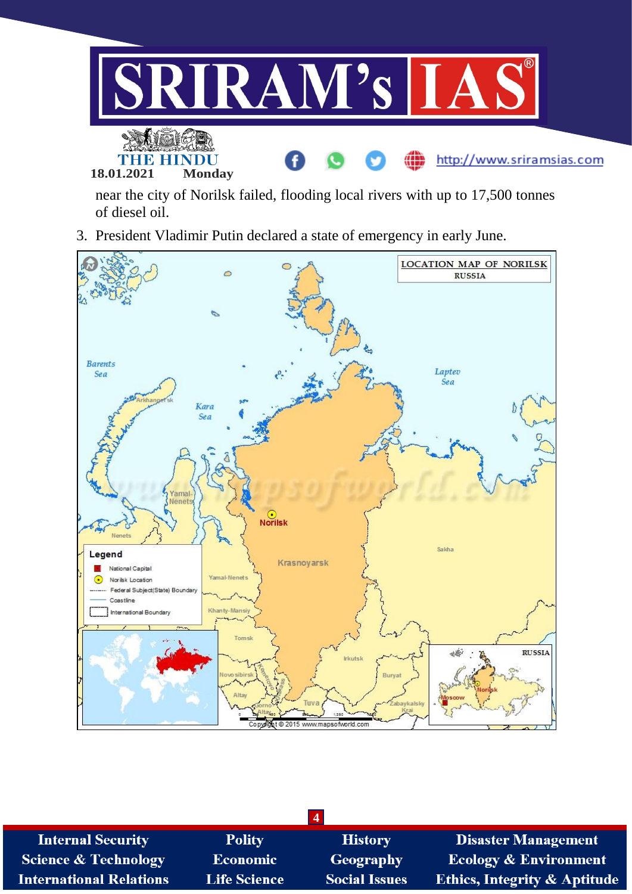near the city of Norilsk failed, flooding local rivers with up to 17,500 tonnes of diesel oil.

3. President Vladimir Putin declared a state of emergency in early June.

LOCATION MAP OF NORILSK
RUSSIA

Barents Sea
Kara Sea
Laptev Sea
Arkhangelsk
Yamal-Nenets
Nenets
Norilsk
Krasnoyarsk
Sakha
Yamal-Nenets
Khanty-Mansiy
Tomsk
Irkutsk
Novosibirsk
Kemerovo
Buryat
Altay
Tuva
Gorno-Altay
Zabaykalsky Krai

Legend
National Capital
Norilsk Location
Federal Subject(State) Boundary
Coastline
International Boundary

RUSSIA
Moscow
Norilsk

Copyright © 2015 www.mapsofworld.com